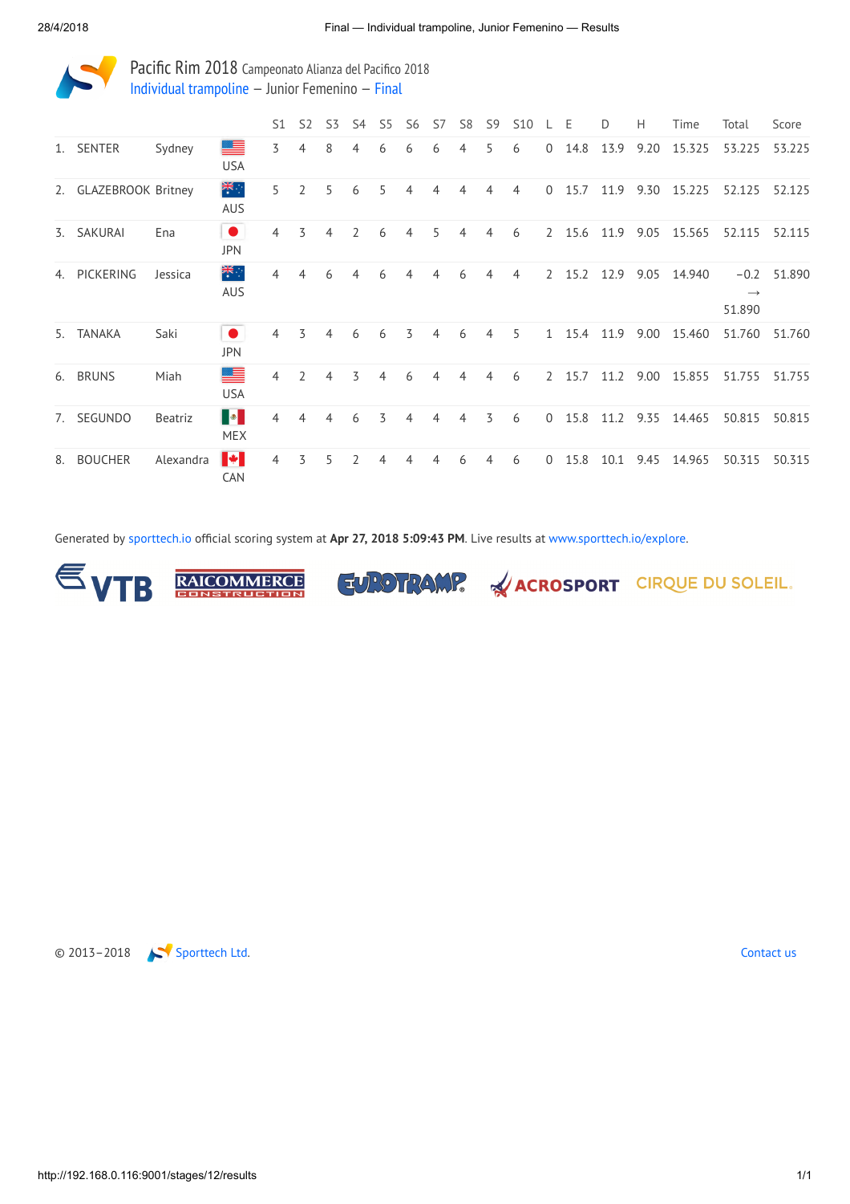# Pacific Rim 2018 Campeonato Alianza del Pacifico 2018

## Individual trampoline – Junior Femenino – Final

| | | | | S1 | S2 | S3 | S4 | S5 | S6 | S7 | S8 | S9 | S10 | L | E | D | H | Time | Total | Score |
|---|---|---|---|---|---|---|---|---|---|---|---|---|---|---|---|---|---|---|---|---|
| 1. | SENTER | Sydney | USA | 3 | 4 | 8 | 4 | 6 | 6 | 6 | 4 | 5 | 6 | 0 | 14.8 | 13.9 | 9.20 | 15.325 | 53.225 | 53.225 |
| 2. | GLAZEBROOK | Britney | AUS | 5 | 2 | 5 | 6 | 5 | 4 | 4 | 4 | 4 | 4 | 0 | 15.7 | 11.9 | 9.30 | 15.225 | 52.125 | 52.125 |
| 3. | SAKURAI | Ena | JPN | 4 | 3 | 4 | 2 | 6 | 4 | 5 | 4 | 4 | 6 | 2 | 15.6 | 11.9 | 9.05 | 15.565 | 52.115 | 52.115 |
| 4. | PICKERING | Jessica | AUS | 4 | 4 | 6 | 4 | 6 | 4 | 4 | 6 | 4 | 4 | 2 | 15.2 | 12.9 | 9.05 | 14.940 | −0.2 → 51.890 | 51.890 |
| 5. | TANAKA | Saki | JPN | 4 | 3 | 4 | 6 | 6 | 3 | 4 | 6 | 4 | 5 | 1 | 15.4 | 11.9 | 9.00 | 15.460 | 51.760 | 51.760 |
| 6. | BRUNS | Miah | USA | 4 | 2 | 4 | 3 | 4 | 6 | 4 | 4 | 4 | 6 | 2 | 15.7 | 11.2 | 9.00 | 15.855 | 51.755 | 51.755 |
| 7. | SEGUNDO | Beatriz | MEX | 4 | 4 | 4 | 6 | 3 | 4 | 4 | 4 | 3 | 6 | 0 | 15.8 | 11.2 | 9.35 | 14.465 | 50.815 | 50.815 |
| 8. | BOUCHER | Alexandra | CAN | 4 | 3 | 5 | 2 | 4 | 4 | 4 | 6 | 4 | 6 | 0 | 15.8 | 10.1 | 9.45 | 14.965 | 50.315 | 50.315 |

Generated by sporttech.io official scoring system at **Apr 27, 2018 5:09:43 PM**. Live results at www.sporttech.io/explore.

VTB RAICOMMERCE CONSTRUCTION EUROTRAMP ACROSPORT CIRQUE DU SOLEIL

© 2013–2018 Sporttech Ltd. Contact us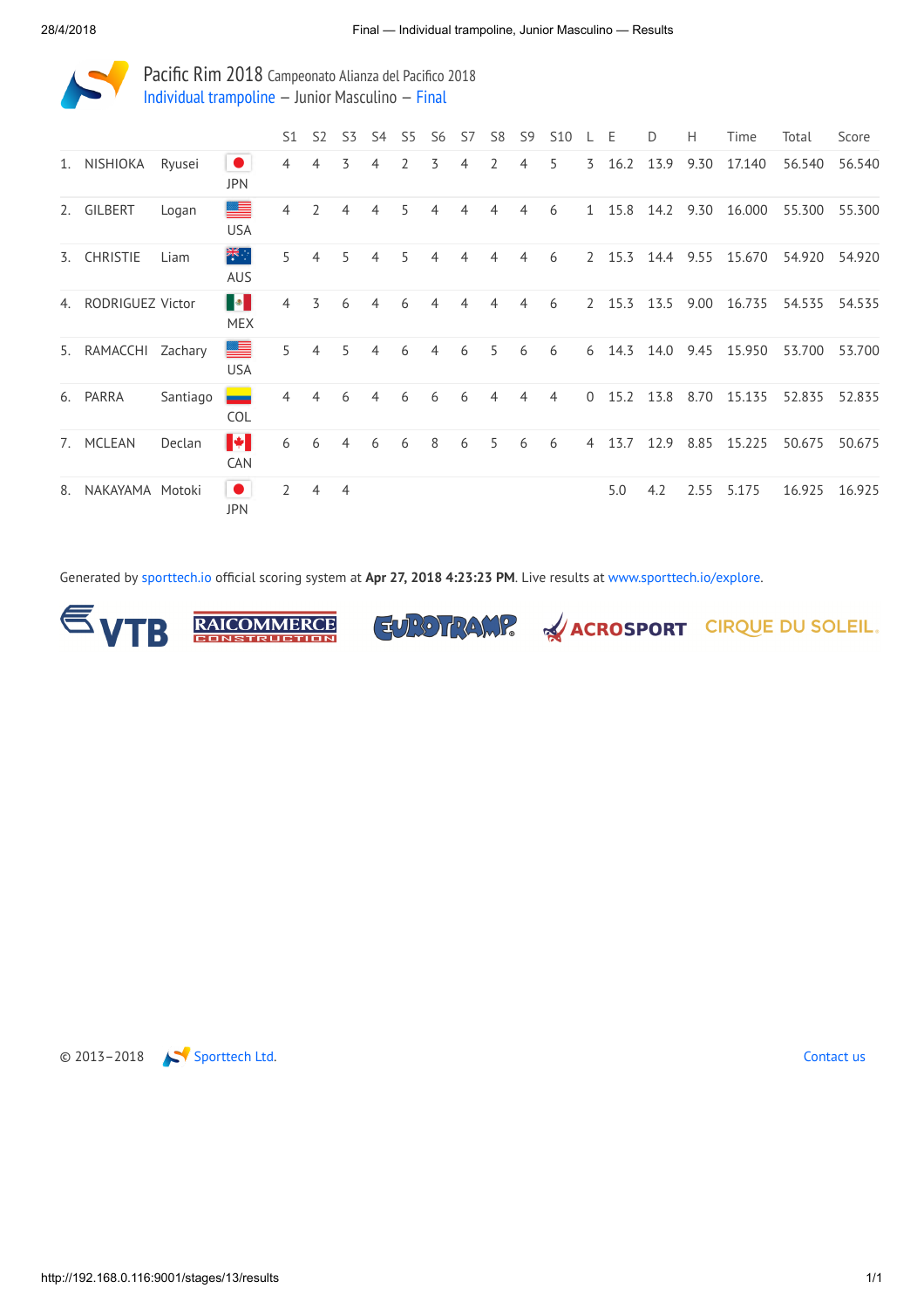# Pacific Rim 2018 Campeonato Alianza del Pacifico 2018

## Individual trampoline – Junior Masculino – Final

| | | | | S1 | S2 | S3 | S4 | S5 | S6 | S7 | S8 | S9 | S10 | L | E | D | H | Time | Total | Score |
|---|---|---|---|---|---|---|---|---|---|---|---|---|---|---|---|---|---|---|---|---|
| 1. | NISHIOKA | Ryusei | JPN | 4 | 4 | 3 | 4 | 2 | 3 | 4 | 2 | 4 | 5 | 3 | 16.2 | 13.9 | 9.30 | 17.140 | 56.540 | 56.540 |
| 2. | GILBERT | Logan | USA | 4 | 2 | 4 | 4 | 5 | 4 | 4 | 4 | 4 | 6 | 1 | 15.8 | 14.2 | 9.30 | 16.000 | 55.300 | 55.300 |
| 3. | CHRISTIE | Liam | AUS | 5 | 4 | 5 | 4 | 5 | 4 | 4 | 4 | 4 | 6 | 2 | 15.3 | 14.4 | 9.55 | 15.670 | 54.920 | 54.920 |
| 4. | RODRIGUEZ | Victor | MEX | 4 | 3 | 6 | 4 | 6 | 4 | 4 | 4 | 4 | 6 | 2 | 15.3 | 13.5 | 9.00 | 16.735 | 54.535 | 54.535 |
| 5. | RAMACCHI | Zachary | USA | 5 | 4 | 5 | 4 | 6 | 4 | 6 | 5 | 6 | 6 | 6 | 14.3 | 14.0 | 9.45 | 15.950 | 53.700 | 53.700 |
| 6. | PARRA | Santiago | COL | 4 | 4 | 6 | 4 | 6 | 6 | 6 | 4 | 4 | 4 | 0 | 15.2 | 13.8 | 8.70 | 15.135 | 52.835 | 52.835 |
| 7. | MCLEAN | Declan | CAN | 6 | 6 | 4 | 6 | 6 | 8 | 6 | 5 | 6 | 6 | 4 | 13.7 | 12.9 | 8.85 | 15.225 | 50.675 | 50.675 |
| 8. | NAKAYAMA | Motoki | JPN | 2 | 4 | 4 | | | | | | | | | 5.0 | 4.2 | 2.55 | 5.175 | 16.925 | 16.925 |

Generated by sporttech.io official scoring system at **Apr 27, 2018 4:23:23 PM**. Live results at www.sporttech.io/explore.

VTB RAICOMMERCE CONSTRUCTION EUROTRAMP ACROSPORT CIRQUE DU SOLEIL

© 2013–2018 Sporttech Ltd. Contact us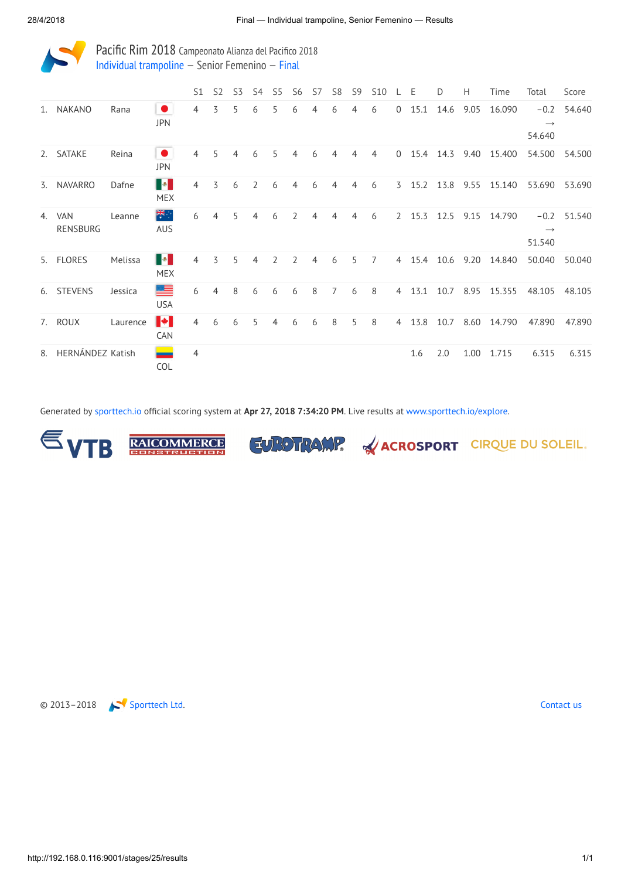Pacific Rim 2018 Campeonato Alianza del Pacifico 2018

Individual trampoline – Senior Femenino – Final

| | | | | S1 | S2 | S3 | S4 | S5 | S6 | S7 | S8 | S9 | S10 | L | E | D | H | Time | Total | Score |
|---|---|---|---|---|---|---|---|---|---|---|---|---|---|---|---|---|---|---|---|---|
| 1. | NAKANO | Rana | JPN | 4 | 3 | 5 | 6 | 5 | 6 | 4 | 6 | 4 | 6 | 0 | 15.1 | 14.6 | 9.05 | 16.090 | −0.2 → 54.640 | 54.640 |
| 2. | SATAKE | Reina | JPN | 4 | 5 | 4 | 6 | 5 | 4 | 6 | 4 | 4 | 4 | 0 | 15.4 | 14.3 | 9.40 | 15.400 | 54.500 | 54.500 |
| 3. | NAVARRO | Dafne | MEX | 4 | 3 | 6 | 2 | 6 | 4 | 6 | 4 | 4 | 6 | 3 | 15.2 | 13.8 | 9.55 | 15.140 | 53.690 | 53.690 |
| 4. | VAN RENSBURG | Leanne | AUS | 6 | 4 | 5 | 4 | 6 | 2 | 4 | 4 | 4 | 6 | 2 | 15.3 | 12.5 | 9.15 | 14.790 | −0.2 → 51.540 | 51.540 |
| 5. | FLORES | Melissa | MEX | 4 | 3 | 5 | 4 | 2 | 2 | 4 | 6 | 5 | 7 | 4 | 15.4 | 10.6 | 9.20 | 14.840 | 50.040 | 50.040 |
| 6. | STEVENS | Jessica | USA | 6 | 4 | 8 | 6 | 6 | 6 | 8 | 7 | 6 | 8 | 4 | 13.1 | 10.7 | 8.95 | 15.355 | 48.105 | 48.105 |
| 7. | ROUX | Laurence | CAN | 4 | 6 | 6 | 5 | 4 | 6 | 6 | 8 | 5 | 8 | 4 | 13.8 | 10.7 | 8.60 | 14.790 | 47.890 | 47.890 |
| 8. | HERNÁNDEZ | Katish | COL | 4 | | | | | | | | | | | 1.6 | 2.0 | 1.00 | 1.715 | 6.315 | 6.315 |

Generated by sporttech.io official scoring system at **Apr 27, 2018 7:34:20 PM**. Live results at www.sporttech.io/explore.

VTB RAICOMMERCE CONSTRUCTION EUROTRAMP ACROSPORT CIRQUE DU SOLEIL.

© 2013–2018 Sporttech Ltd.

Contact us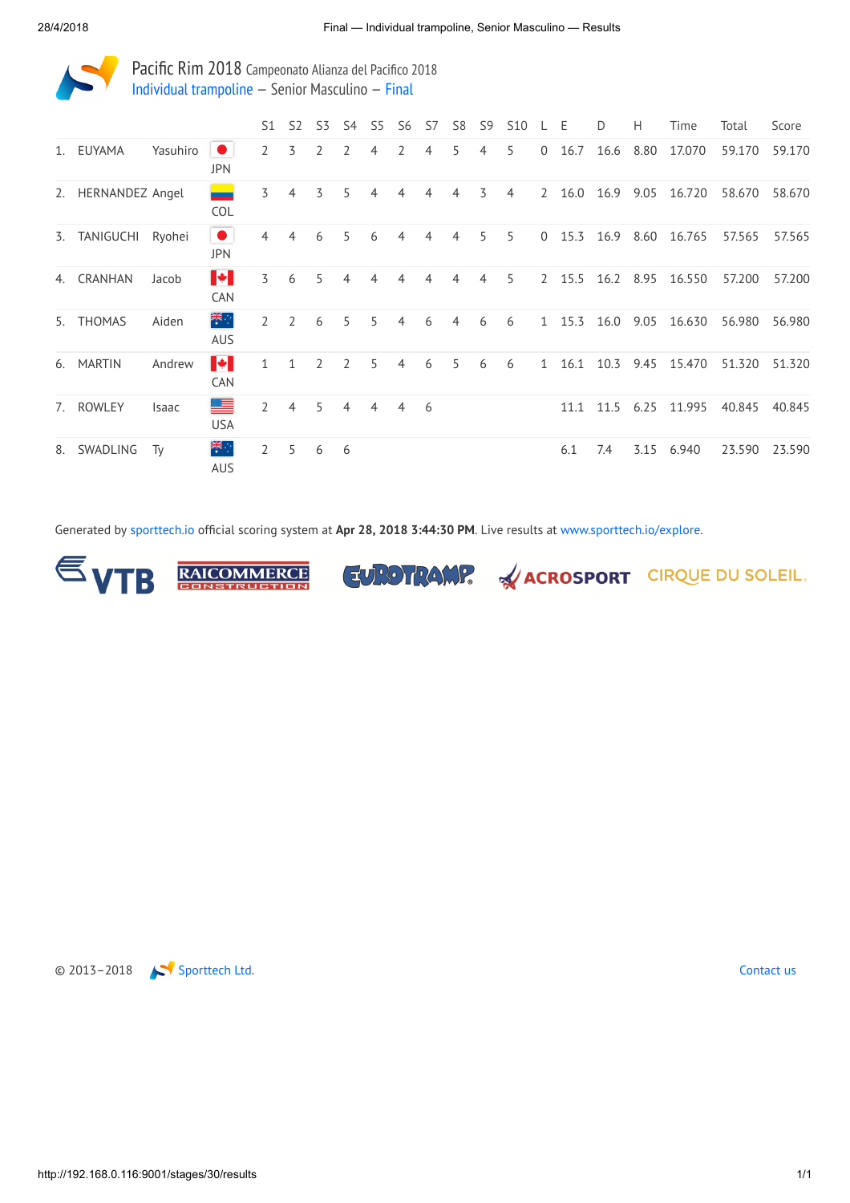# Pacific Rim 2018 Campeonato Alianza del Pacifico 2018

## Individual trampoline – Senior Masculino – Final

| | | | | S1 | S2 | S3 | S4 | S5 | S6 | S7 | S8 | S9 | S10 | L | E | D | H | Time | Total | Score |
|---|---|---|---|---|---|---|---|---|---|---|---|---|---|---|---|---|---|---|---|---|
| 1. | EUYAMA | Yasuhiro | JPN | 2 | 3 | 2 | 2 | 4 | 2 | 4 | 5 | 4 | 5 | 0 | 16.7 | 16.6 | 8.80 | 17.070 | 59.170 | 59.170 |
| 2. | HERNANDEZ | Angel | COL | 3 | 4 | 3 | 5 | 4 | 4 | 4 | 4 | 3 | 4 | 2 | 16.0 | 16.9 | 9.05 | 16.720 | 58.670 | 58.670 |
| 3. | TANIGUCHI | Ryohei | JPN | 4 | 4 | 6 | 5 | 6 | 4 | 4 | 4 | 5 | 5 | 0 | 15.3 | 16.9 | 8.60 | 16.765 | 57.565 | 57.565 |
| 4. | CRANHAN | Jacob | CAN | 3 | 6 | 5 | 4 | 4 | 4 | 4 | 4 | 4 | 5 | 2 | 15.5 | 16.2 | 8.95 | 16.550 | 57.200 | 57.200 |
| 5. | THOMAS | Aiden | AUS | 2 | 2 | 6 | 5 | 5 | 4 | 6 | 4 | 6 | 6 | 1 | 15.3 | 16.0 | 9.05 | 16.630 | 56.980 | 56.980 |
| 6. | MARTIN | Andrew | CAN | 1 | 1 | 2 | 2 | 5 | 4 | 6 | 5 | 6 | 6 | 1 | 16.1 | 10.3 | 9.45 | 15.470 | 51.320 | 51.320 |
| 7. | ROWLEY | Isaac | USA | 2 | 4 | 5 | 4 | 4 | 4 | 6 | | | | | 11.1 | 11.5 | 6.25 | 11.995 | 40.845 | 40.845 |
| 8. | SWADLING | Ty | AUS | 2 | 5 | 6 | 6 | | | | | | | | 6.1 | 7.4 | 3.15 | 6.940 | 23.590 | 23.590 |

Generated by sporttech.io official scoring system at **Apr 28, 2018 3:44:30 PM**. Live results at www.sporttech.io/explore.

VTB RAICOMMERCE CONSTRUCTION EUROTRAMP ACROSPORT CIRQUE DU SOLEIL.

© 2013–2018 Sporttech Ltd. Contact us